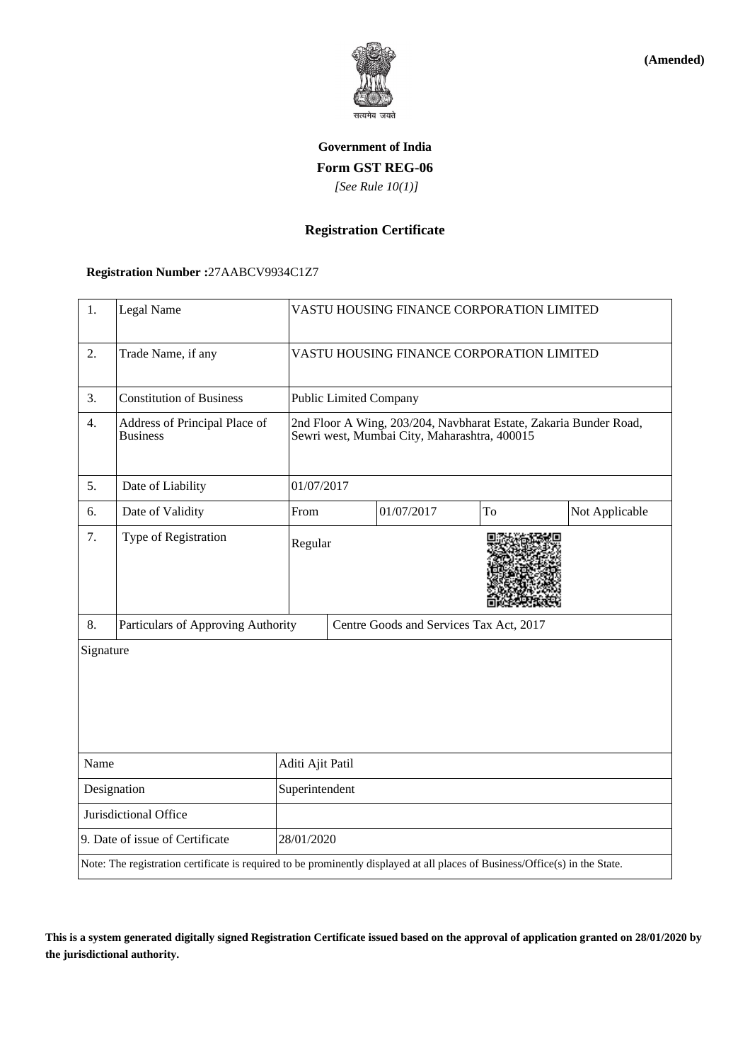**(Amended)**

**Government of India**

**Form GST REG-06**

*[See Rule 10(1)]*

### Registration Certificate

**Registration Number :**27AABCV9934C1Z7

| | | | | | |
|---|---|---|---|---|---|
| 1. | Legal Name | VASTU HOUSING FINANCE CORPORATION LIMITED | | | |
| 2. | Trade Name, if any | VASTU HOUSING FINANCE CORPORATION LIMITED | | | |
| 3. | Constitution of Business | Public Limited Company | | | |
| 4. | Address of Principal Place of Business | 2nd Floor A Wing, 203/204, Navbharat Estate, Zakaria Bunder Road, Sewri west, Mumbai City, Maharashtra, 400015 | | | |
| 5. | Date of Liability | 01/07/2017 | | | |
| 6. | Date of Validity | From | 01/07/2017 | To | Not Applicable |
| 7. | Type of Registration | Regular | | | |
| 8. | Particulars of Approving Authority | Centre Goods and Services Tax Act, 2017 | | | |

Signature

| | |
|---|---|
| Name | Aditi Ajit Patil |
| Designation | Superintendent |
| Jurisdictional Office | |
| 9. Date of issue of Certificate | 28/01/2020 |

Note: The registration certificate is required to be prominently displayed at all places of Business/Office(s) in the State.

**This is a system generated digitally signed Registration Certificate issued based on the approval of application granted on 28/01/2020 by the jurisdictional authority.**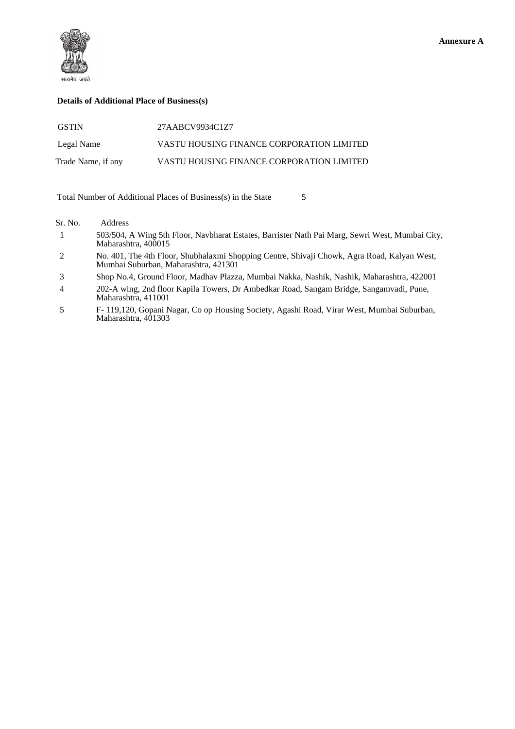**Annexure A**

सत्यमेव जयते

**Details of Additional Place of Business(s)**

| | |
|---|---|
| GSTIN | 27AABCV9934C1Z7 |
| Legal Name | VASTU HOUSING FINANCE CORPORATION LIMITED |
| Trade Name, if any | VASTU HOUSING FINANCE CORPORATION LIMITED |

Total Number of Additional Places of Business(s) in the State 5

| Sr. No. | Address |
|---|---|
| 1 | 503/504, A Wing 5th Floor, Navbharat Estates, Barrister Nath Pai Marg, Sewri West, Mumbai City, Maharashtra, 400015 |
| 2 | No. 401, The 4th Floor, Shubhalaxmi Shopping Centre, Shivaji Chowk, Agra Road, Kalyan West, Mumbai Suburban, Maharashtra, 421301 |
| 3 | Shop No.4, Ground Floor, Madhav Plazza, Mumbai Nakka, Nashik, Nashik, Maharashtra, 422001 |
| 4 | 202-A wing, 2nd floor Kapila Towers, Dr Ambedkar Road, Sangam Bridge, Sangamvadi, Pune, Maharashtra, 411001 |
| 5 | F- 119,120, Gopani Nagar, Co op Housing Society, Agashi Road, Virar West, Mumbai Suburban, Maharashtra, 401303 |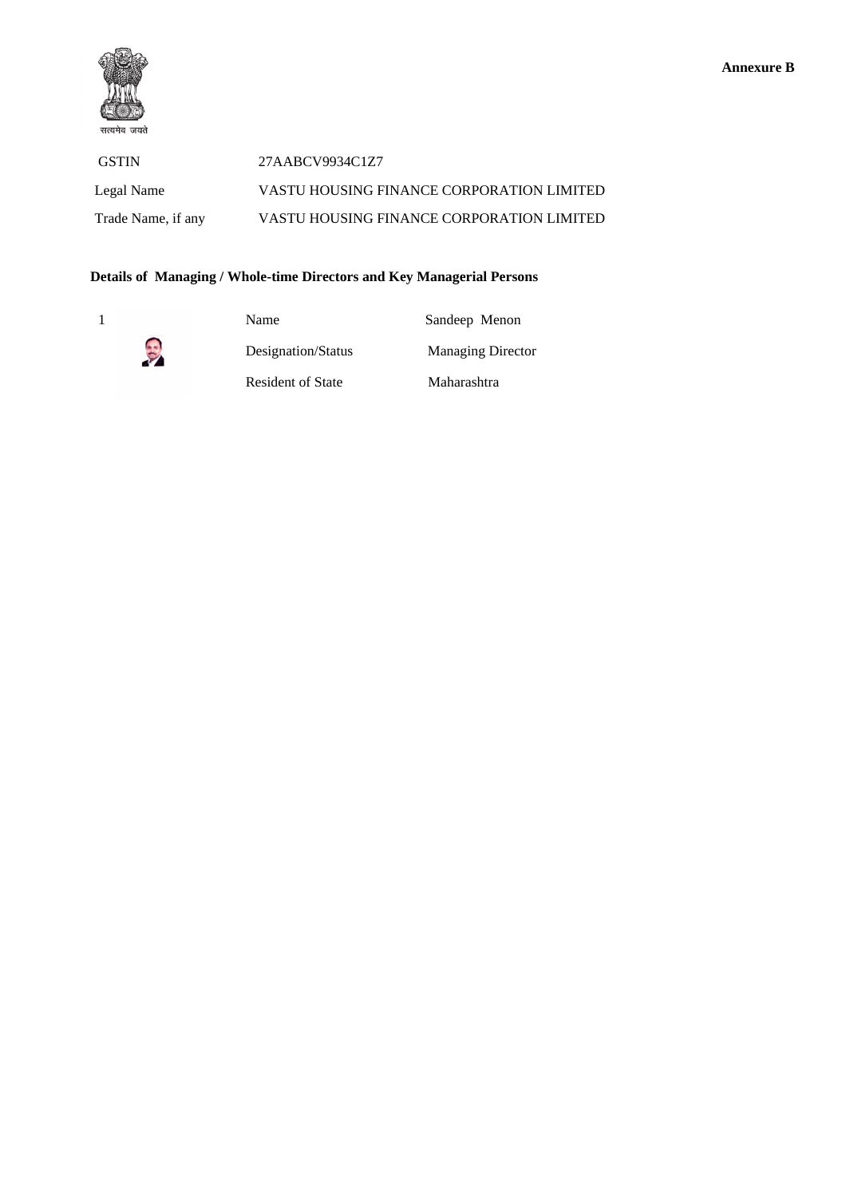**Annexure B**

सत्यमेव जयते

| | |
|---|---|
| GSTIN | 27AABCV9934C1Z7 |
| Legal Name | VASTU HOUSING FINANCE CORPORATION LIMITED |
| Trade Name, if any | VASTU HOUSING FINANCE CORPORATION LIMITED |

**Details of Managing / Whole-time Directors and Key Managerial Persons**

| | | |
|---|---|---|
| 1 | Name | Sandeep Menon |
| | Designation/Status | Managing Director |
| | Resident of State | Maharashtra |